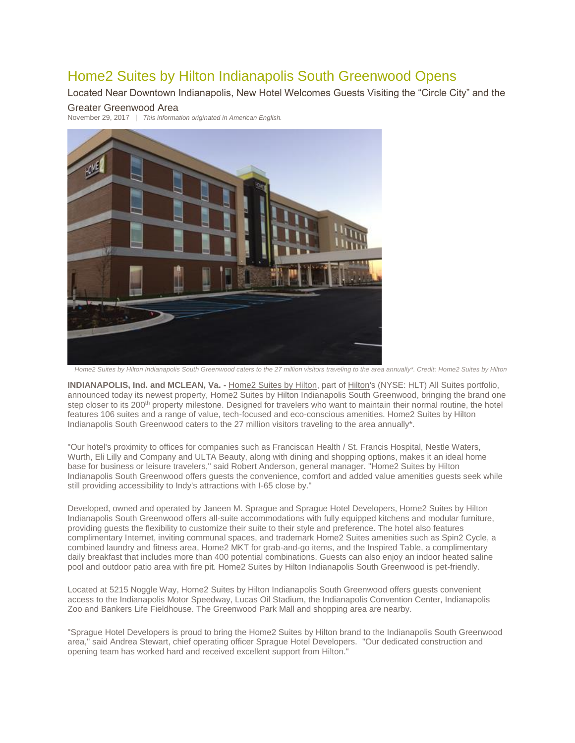# Home2 Suites by Hilton Indianapolis South Greenwood Opens

Located Near Downtown Indianapolis, New Hotel Welcomes Guests Visiting the "Circle City" and the Greater Greenwood Area

November 29, 2017 | *This information originated in American English.*

*Home2 Suites by Hilton Indianapolis South Greenwood caters to the 27 million visitors traveling to the area annually\*. Credit: Home2 Suites by Hilton*

**INDIANAPOLIS, Ind. and MCLEAN, Va. -** Home2 Suites by Hilton, part of Hilton's (NYSE: HLT) All Suites portfolio, announced today its newest property, Home2 Suites by Hilton Indianapolis South Greenwood, bringing the brand one step closer to its 200th property milestone. Designed for travelers who want to maintain their normal routine, the hotel features 106 suites and a range of value, tech-focused and eco-conscious amenities. Home2 Suites by Hilton Indianapolis South Greenwood caters to the 27 million visitors traveling to the area annually*.

"Our hotel's proximity to offices for companies such as Franciscan Health / St. Francis Hospital, Nestle Waters, Wurth, Eli Lilly and Company and ULTA Beauty, along with dining and shopping options, makes it an ideal home base for business or leisure travelers," said Robert Anderson, general manager. "Home2 Suites by Hilton Indianapolis South Greenwood offers guests the convenience, comfort and added value amenities guests seek while still providing accessibility to Indy's attractions with I-65 close by."

Developed, owned and operated by Janeen M. Sprague and Sprague Hotel Developers, Home2 Suites by Hilton Indianapolis South Greenwood offers all-suite accommodations with fully equipped kitchens and modular furniture, providing guests the flexibility to customize their suite to their style and preference. The hotel also features complimentary Internet, inviting communal spaces, and trademark Home2 Suites amenities such as Spin2 Cycle, a combined laundry and fitness area, Home2 MKT for grab-and-go items, and the Inspired Table, a complimentary daily breakfast that includes more than 400 potential combinations. Guests can also enjoy an indoor heated saline pool and outdoor patio area with fire pit. Home2 Suites by Hilton Indianapolis South Greenwood is pet-friendly.

Located at 5215 Noggle Way, Home2 Suites by Hilton Indianapolis South Greenwood offers guests convenient access to the Indianapolis Motor Speedway, Lucas Oil Stadium, the Indianapolis Convention Center, Indianapolis Zoo and Bankers Life Fieldhouse. The Greenwood Park Mall and shopping area are nearby.

"Sprague Hotel Developers is proud to bring the Home2 Suites by Hilton brand to the Indianapolis South Greenwood area," said Andrea Stewart, chief operating officer Sprague Hotel Developers. "Our dedicated construction and opening team has worked hard and received excellent support from Hilton."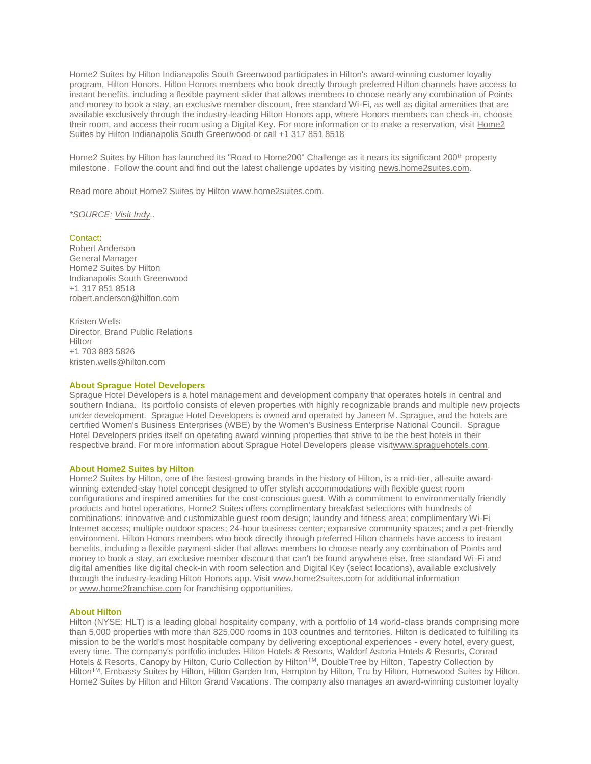Home2 Suites by Hilton Indianapolis South Greenwood participates in Hilton's award-winning customer loyalty program, Hilton Honors. Hilton Honors members who book directly through preferred Hilton channels have access to instant benefits, including a flexible payment slider that allows members to choose nearly any combination of Points and money to book a stay, an exclusive member discount, free standard Wi-Fi, as well as digital amenities that are available exclusively through the industry-leading Hilton Honors app, where Honors members can check-in, choose their room, and access their room using a Digital Key. For more information or to make a reservation, visit Home2 Suites by Hilton Indianapolis South Greenwood or call +1 317 851 8518

Home2 Suites by Hilton has launched its "Road to Home200" Challenge as it nears its significant 200th property milestone. Follow the count and find out the latest challenge updates by visiting news.home2suites.com.

Read more about Home2 Suites by Hilton www.home2suites.com.

*\*SOURCE: Visit Indy..*

Contact:
Robert Anderson
General Manager
Home2 Suites by Hilton
Indianapolis South Greenwood
+1 317 851 8518
robert.anderson@hilton.com

Kristen Wells
Director, Brand Public Relations
Hilton
+1 703 883 5826
kristen.wells@hilton.com

**About Sprague Hotel Developers**
Sprague Hotel Developers is a hotel management and development company that operates hotels in central and southern Indiana. Its portfolio consists of eleven properties with highly recognizable brands and multiple new projects under development. Sprague Hotel Developers is owned and operated by Janeen M. Sprague, and the hotels are certified Women's Business Enterprises (WBE) by the Women's Business Enterprise National Council. Sprague Hotel Developers prides itself on operating award winning properties that strive to be the best hotels in their respective brand. For more information about Sprague Hotel Developers please visitwww.spraguehotels.com.

**About Home2 Suites by Hilton**
Home2 Suites by Hilton, one of the fastest-growing brands in the history of Hilton, is a mid-tier, all-suite award-winning extended-stay hotel concept designed to offer stylish accommodations with flexible guest room configurations and inspired amenities for the cost-conscious guest. With a commitment to environmentally friendly products and hotel operations, Home2 Suites offers complimentary breakfast selections with hundreds of combinations; innovative and customizable guest room design; laundry and fitness area; complimentary Wi-Fi Internet access; multiple outdoor spaces; 24-hour business center; expansive community spaces; and a pet-friendly environment. Hilton Honors members who book directly through preferred Hilton channels have access to instant benefits, including a flexible payment slider that allows members to choose nearly any combination of Points and money to book a stay, an exclusive member discount that can't be found anywhere else, free standard Wi-Fi and digital amenities like digital check-in with room selection and Digital Key (select locations), available exclusively through the industry-leading Hilton Honors app. Visit www.home2suites.com for additional information or www.home2franchise.com for franchising opportunities.

**About Hilton**
Hilton (NYSE: HLT) is a leading global hospitality company, with a portfolio of 14 world-class brands comprising more than 5,000 properties with more than 825,000 rooms in 103 countries and territories. Hilton is dedicated to fulfilling its mission to be the world's most hospitable company by delivering exceptional experiences - every hotel, every guest, every time. The company's portfolio includes Hilton Hotels & Resorts, Waldorf Astoria Hotels & Resorts, Conrad Hotels & Resorts, Canopy by Hilton, Curio Collection by Hilton™, DoubleTree by Hilton, Tapestry Collection by Hilton™, Embassy Suites by Hilton, Hilton Garden Inn, Hampton by Hilton, Tru by Hilton, Homewood Suites by Hilton, Home2 Suites by Hilton and Hilton Grand Vacations. The company also manages an award-winning customer loyalty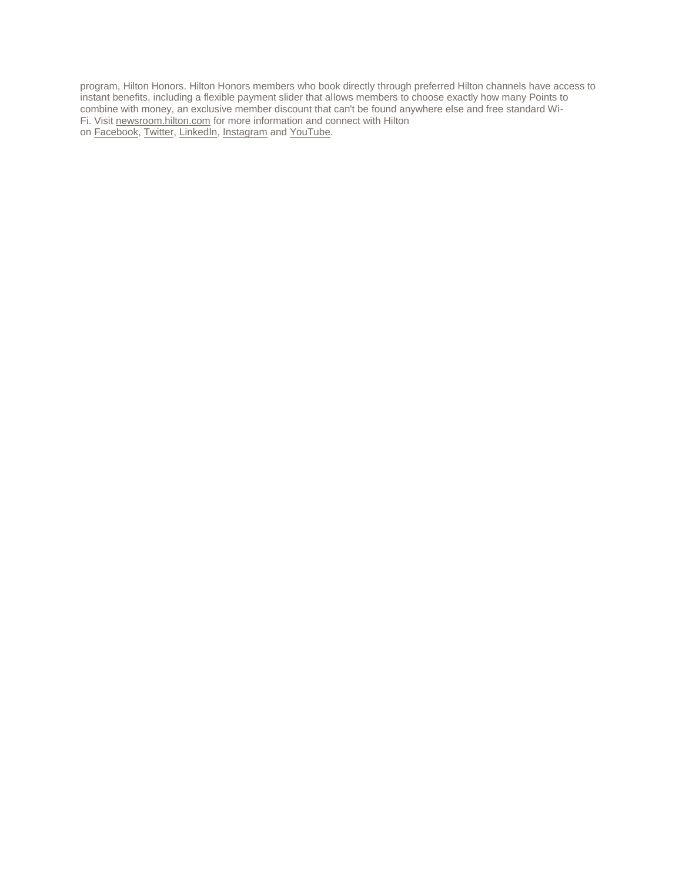program, Hilton Honors. Hilton Honors members who book directly through preferred Hilton channels have access to instant benefits, including a flexible payment slider that allows members to choose exactly how many Points to combine with money, an exclusive member discount that can't be found anywhere else and free standard Wi-Fi. Visit newsroom.hilton.com for more information and connect with Hilton on Facebook, Twitter, LinkedIn, Instagram and YouTube.